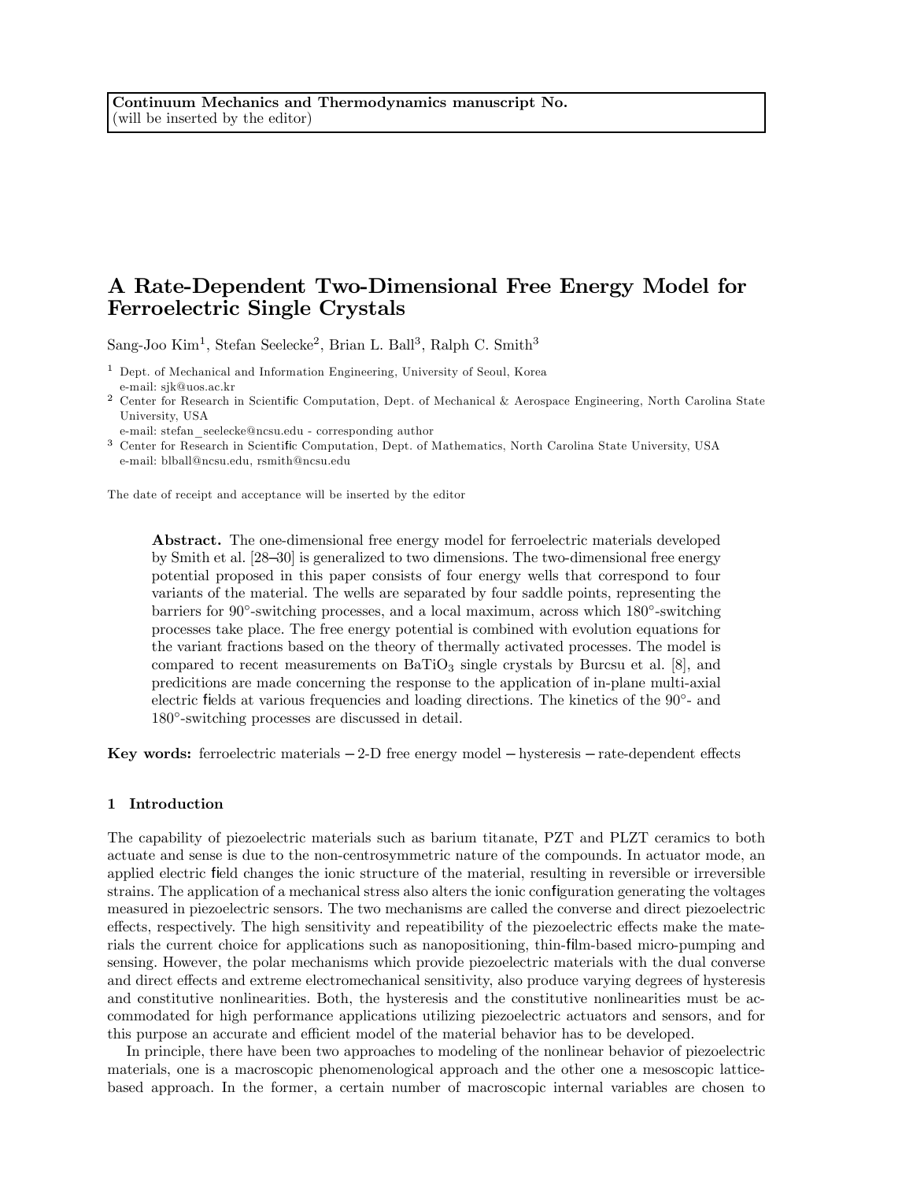Continuum Mechanics and Thermodynamics manuscript No.
(will be inserted by the editor)

# A Rate-Dependent Two-Dimensional Free Energy Model for Ferroelectric Single Crystals

Sang-Joo Kim[1], Stefan Seelecke[2], Brian L. Ball[3], Ralph C. Smith[3]

[1] Dept. of Mechanical and Information Engineering, University of Seoul, Korea
e-mail: sjk@uos.ac.kr

[2] Center for Research in Scientific Computation, Dept. of Mechanical & Aerospace Engineering, North Carolina State University, USA
e-mail: stefan_seelecke@ncsu.edu - corresponding author

[3] Center for Research in Scientific Computation, Dept. of Mathematics, North Carolina State University, USA
e-mail: blball@ncsu.edu, rsmith@ncsu.edu

The date of receipt and acceptance will be inserted by the editor

**Abstract.** The one-dimensional free energy model for ferroelectric materials developed by Smith et al. [28–30] is generalized to two dimensions. The two-dimensional free energy potential proposed in this paper consists of four energy wells that correspond to four variants of the material. The wells are separated by four saddle points, representing the barriers for 90°-switching processes, and a local maximum, across which 180°-switching processes take place. The free energy potential is combined with evolution equations for the variant fractions based on the theory of thermally activated processes. The model is compared to recent measurements on $BaTiO_3$ single crystals by Burcsu et al. [8], and predicitions are made concerning the response to the application of in-plane multi-axial electric fields at various frequencies and loading directions. The kinetics of the 90°- and 180°-switching processes are discussed in detail.

**Key words:** ferroelectric materials – 2-D free energy model – hysteresis – rate-dependent effects

## 1 Introduction

The capability of piezoelectric materials such as barium titanate, PZT and PLZT ceramics to both actuate and sense is due to the non-centrosymmetric nature of the compounds. In actuator mode, an applied electric field changes the ionic structure of the material, resulting in reversible or irreversible strains. The application of a mechanical stress also alters the ionic configuration generating the voltages measured in piezoelectric sensors. The two mechanisms are called the converse and direct piezoelectric effects, respectively. The high sensitivity and repeatibility of the piezoelectric effects make the materials the current choice for applications such as nanopositioning, thin-film-based micro-pumping and sensing. However, the polar mechanisms which provide piezoelectric materials with the dual converse and direct effects and extreme electromechanical sensitivity, also produce varying degrees of hysteresis and constitutive nonlinearities. Both, the hysteresis and the constitutive nonlinearities must be accommodated for high performance applications utilizing piezoelectric actuators and sensors, and for this purpose an accurate and efficient model of the material behavior has to be developed.

In principle, there have been two approaches to modeling of the nonlinear behavior of piezoelectric materials, one is a macroscopic phenomenological approach and the other one a mesoscopic lattice-based approach. In the former, a certain number of macroscopic internal variables are chosen to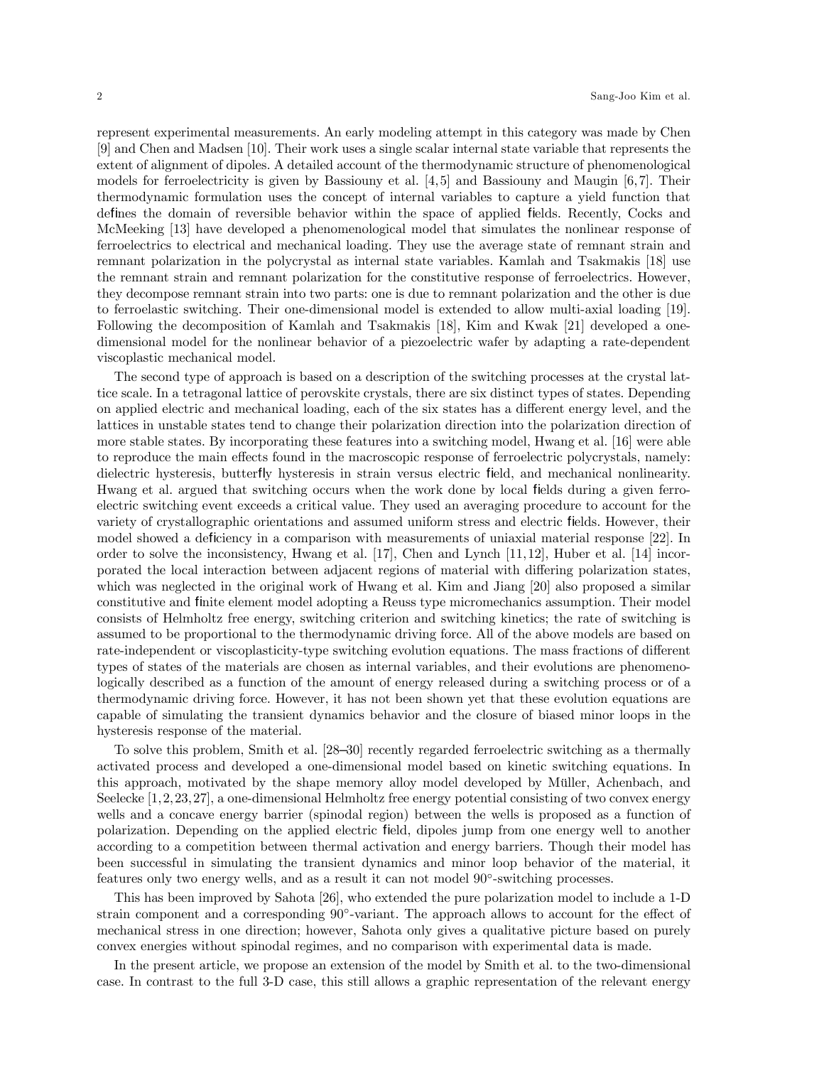represent experimental measurements. An early modeling attempt in this category was made by Chen [9] and Chen and Madsen [10]. Their work uses a single scalar internal state variable that represents the extent of alignment of dipoles. A detailed account of the thermodynamic structure of phenomenological models for ferroelectricity is given by Bassiouny et al. [4,5] and Bassiouny and Maugin [6,7]. Their thermodynamic formulation uses the concept of internal variables to capture a yield function that defines the domain of reversible behavior within the space of applied fields. Recently, Cocks and McMeeking [13] have developed a phenomenological model that simulates the nonlinear response of ferroelectrics to electrical and mechanical loading. They use the average state of remnant strain and remnant polarization in the polycrystal as internal state variables. Kamlah and Tsakmakis [18] use the remnant strain and remnant polarization for the constitutive response of ferroelectrics. However, they decompose remnant strain into two parts: one is due to remnant polarization and the other is due to ferroelastic switching. Their one-dimensional model is extended to allow multi-axial loading [19]. Following the decomposition of Kamlah and Tsakmakis [18], Kim and Kwak [21] developed a one-dimensional model for the nonlinear behavior of a piezoelectric wafer by adapting a rate-dependent viscoplastic mechanical model.

The second type of approach is based on a description of the switching processes at the crystal lattice scale. In a tetragonal lattice of perovskite crystals, there are six distinct types of states. Depending on applied electric and mechanical loading, each of the six states has a different energy level, and the lattices in unstable states tend to change their polarization direction into the polarization direction of more stable states. By incorporating these features into a switching model, Hwang et al. [16] were able to reproduce the main effects found in the macroscopic response of ferroelectric polycrystals, namely: dielectric hysteresis, butterfly hysteresis in strain versus electric field, and mechanical nonlinearity. Hwang et al. argued that switching occurs when the work done by local fields during a given ferroelectric switching event exceeds a critical value. They used an averaging procedure to account for the variety of crystallographic orientations and assumed uniform stress and electric fields. However, their model showed a deficiency in a comparison with measurements of uniaxial material response [22]. In order to solve the inconsistency, Hwang et al. [17], Chen and Lynch [11,12], Huber et al. [14] incorporated the local interaction between adjacent regions of material with differing polarization states, which was neglected in the original work of Hwang et al. Kim and Jiang [20] also proposed a similar constitutive and finite element model adopting a Reuss type micromechanics assumption. Their model consists of Helmholtz free energy, switching criterion and switching kinetics; the rate of switching is assumed to be proportional to the thermodynamic driving force. All of the above models are based on rate-independent or viscoplasticity-type switching evolution equations. The mass fractions of different types of states of the materials are chosen as internal variables, and their evolutions are phenomenologically described as a function of the amount of energy released during a switching process or of a thermodynamic driving force. However, it has not been shown yet that these evolution equations are capable of simulating the transient dynamics behavior and the closure of biased minor loops in the hysteresis response of the material.

To solve this problem, Smith et al. [28–30] recently regarded ferroelectric switching as a thermally activated process and developed a one-dimensional model based on kinetic switching equations. In this approach, motivated by the shape memory alloy model developed by Müller, Achenbach, and Seelecke [1,2,23,27], a one-dimensional Helmholtz free energy potential consisting of two convex energy wells and a concave energy barrier (spinodal region) between the wells is proposed as a function of polarization. Depending on the applied electric field, dipoles jump from one energy well to another according to a competition between thermal activation and energy barriers. Though their model has been successful in simulating the transient dynamics and minor loop behavior of the material, it features only two energy wells, and as a result it can not model 90°-switching processes.

This has been improved by Sahota [26], who extended the pure polarization model to include a 1-D strain component and a corresponding 90°-variant. The approach allows to account for the effect of mechanical stress in one direction; however, Sahota only gives a qualitative picture based on purely convex energies without spinodal regimes, and no comparison with experimental data is made.

In the present article, we propose an extension of the model by Smith et al. to the two-dimensional case. In contrast to the full 3-D case, this still allows a graphic representation of the relevant energy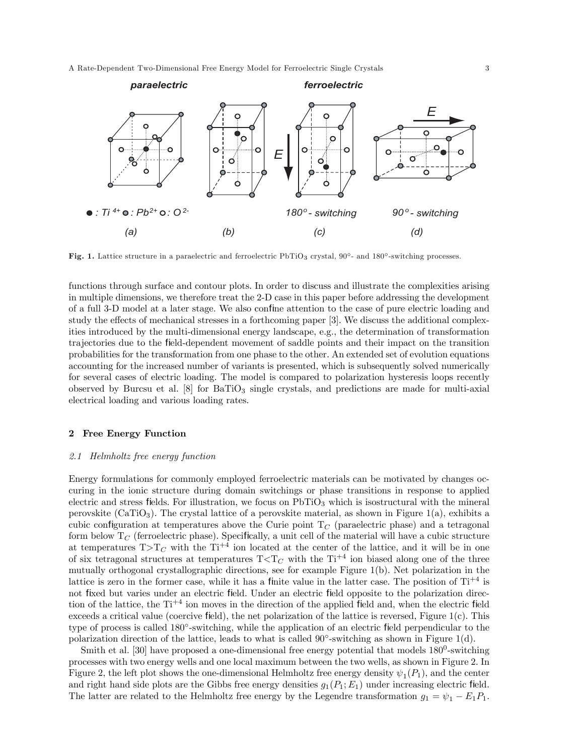Fig. 1. Lattice structure in a paraelectric and ferroelectric $PbTiO_3$ crystal, 90°- and 180°-switching processes.

functions through surface and contour plots. In order to discuss and illustrate the complexities arising in multiple dimensions, we therefore treat the 2-D case in this paper before addressing the development of a full 3-D model at a later stage. We also confine attention to the case of pure electric loading and study the effects of mechanical stresses in a forthcoming paper [3]. We discuss the additional complexities introduced by the multi-dimensional energy landscape, e.g., the determination of transformation trajectories due to the field-dependent movement of saddle points and their impact on the transition probabilities for the transformation from one phase to the other. An extended set of evolution equations accounting for the increased number of variants is presented, which is subsequently solved numerically for several cases of electric loading. The model is compared to polarization hysteresis loops recently observed by Burcsu et al. [8] for $BaTiO_3$ single crystals, and predictions are made for multi-axial electrical loading and various loading rates.

## 2 Free Energy Function

### 2.1 Helmholtz free energy function

Energy formulations for commonly employed ferroelectric materials can be motivated by changes occuring in the ionic structure during domain switchings or phase transitions in response to applied electric and stress fields. For illustration, we focus on $PbTiO_3$ which is isostructural with the mineral perovskite ($CaTiO_3$). The crystal lattice of a perovskite material, as shown in Figure 1(a), exhibits a cubic configuration at temperatures above the Curie point $T_C$ (paraelectric phase) and a tetragonal form below $T_C$ (ferroelectric phase). Specifically, a unit cell of the material will have a cubic structure at temperatures $T > T_C$ with the $Ti^{+4}$ ion located at the center of the lattice, and it will be in one of six tetragonal structures at temperatures $T < T_C$ with the $Ti^{+4}$ ion biased along one of the three mutually orthogonal crystallographic directions, see for example Figure 1(b). Net polarization in the lattice is zero in the former case, while it has a finite value in the latter case. The position of $Ti^{+4}$ is not fixed but varies under an electric field. Under an electric field opposite to the polarization direction of the lattice, the $Ti^{+4}$ ion moves in the direction of the applied field and, when the electric field exceeds a critical value (coercive field), the net polarization of the lattice is reversed, Figure 1(c). This type of process is called 180°-switching, while the application of an electric field perpendicular to the polarization direction of the lattice, leads to what is called 90°-switching as shown in Figure 1(d).

Smith et al. [30] have proposed a one-dimensional free energy potential that models $180^0$-switching processes with two energy wells and one local maximum between the two wells, as shown in Figure 2. In Figure 2, the left plot shows the one-dimensional Helmholtz free energy density $\psi_1(P_1)$, and the center and right hand side plots are the Gibbs free energy densities $g_1(P_1; E_1)$ under increasing electric field. The latter are related to the Helmholtz free energy by the Legendre transformation $g_1 = \psi_1 - E_1 P_1$.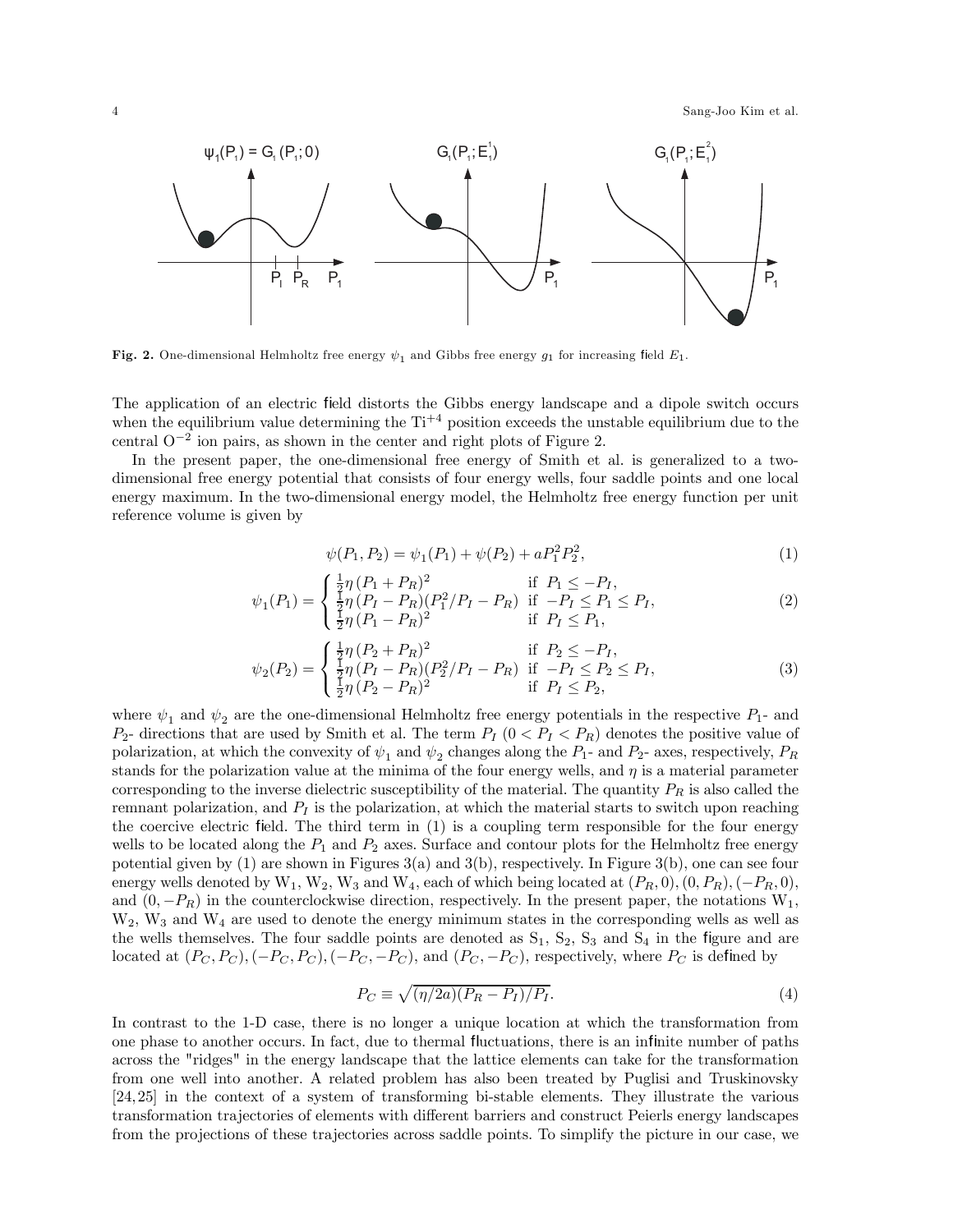**Fig. 2.** One-dimensional Helmholtz free energy $\psi_1$ and Gibbs free energy $g_1$ for increasing field $E_1$.

The application of an electric field distorts the Gibbs energy landscape and a dipole switch occurs when the equilibrium value determining the $Ti^{+4}$ position exceeds the unstable equilibrium due to the central $O^{-2}$ ion pairs, as shown in the center and right plots of Figure 2.

In the present paper, the one-dimensional free energy of Smith et al. is generalized to a two-dimensional free energy potential that consists of four energy wells, four saddle points and one local energy maximum. In the two-dimensional energy model, the Helmholtz free energy function per unit reference volume is given by

$$\psi(P_1, P_2) = \psi_1(P_1) + \psi(P_2) + aP_1^2P_2^2, \tag{1}$$

$$\psi_1(P_1) = \begin{cases} \frac{1}{2}\eta\,(P_1 + P_R)^2 & \text{if } P_1 \leq -P_I, \\ \frac{1}{2}\eta\,(P_I - P_R)(P_1^2/P_I - P_R) & \text{if } -P_I \leq P_1 \leq P_I, \\ \frac{1}{2}\eta\,(P_1 - P_R)^2 & \text{if } P_I \leq P_1, \end{cases} \tag{2}$$

$$\psi_2(P_2) = \begin{cases} \frac{1}{2}\eta\,(P_2 + P_R)^2 & \text{if } P_2 \leq -P_I, \\ \frac{1}{2}\eta\,(P_I - P_R)(P_2^2/P_I - P_R) & \text{if } -P_I \leq P_2 \leq P_I, \\ \frac{1}{2}\eta\,(P_2 - P_R)^2 & \text{if } P_I \leq P_2, \end{cases} \tag{3}$$

where $\psi_1$ and $\psi_2$ are the one-dimensional Helmholtz free energy potentials in the respective $P_1$- and $P_2$- directions that are used by Smith et al. The term $P_I$ $(0 < P_I < P_R)$ denotes the positive value of polarization, at which the convexity of $\psi_1$ and $\psi_2$ changes along the $P_1$- and $P_2$- axes, respectively, $P_R$ stands for the polarization value at the minima of the four energy wells, and $\eta$ is a material parameter corresponding to the inverse dielectric susceptibility of the material. The quantity $P_R$ is also called the remnant polarization, and $P_I$ is the polarization, at which the material starts to switch upon reaching the coercive electric field. The third term in (1) is a coupling term responsible for the four energy wells to be located along the $P_1$ and $P_2$ axes. Surface and contour plots for the Helmholtz free energy potential given by (1) are shown in Figures 3(a) and 3(b), respectively. In Figure 3(b), one can see four energy wells denoted by $W_1$, $W_2$, $W_3$ and $W_4$, each of which being located at $(P_R, 0), (0, P_R), (-P_R, 0)$, and $(0, -P_R)$ in the counterclockwise direction, respectively. In the present paper, the notations $W_1$, $W_2$, $W_3$ and $W_4$ are used to denote the energy minimum states in the corresponding wells as well as the wells themselves. The four saddle points are denoted as $S_1$, $S_2$, $S_3$ and $S_4$ in the figure and are located at $(P_C, P_C), (-P_C, P_C), (-P_C, -P_C)$, and $(P_C, -P_C)$, respectively, where $P_C$ is defined by

$$P_C \equiv \sqrt{(\eta/2a)(P_R - P_I)/P_I}. \tag{4}$$

In contrast to the 1-D case, there is no longer a unique location at which the transformation from one phase to another occurs. In fact, due to thermal fluctuations, there is an infinite number of paths across the "ridges" in the energy landscape that the lattice elements can take for the transformation from one well into another. A related problem has also been treated by Puglisi and Truskinovsky [24,25] in the context of a system of transforming bi-stable elements. They illustrate the various transformation trajectories of elements with different barriers and construct Peierls energy landscapes from the projections of these trajectories across saddle points. To simplify the picture in our case, we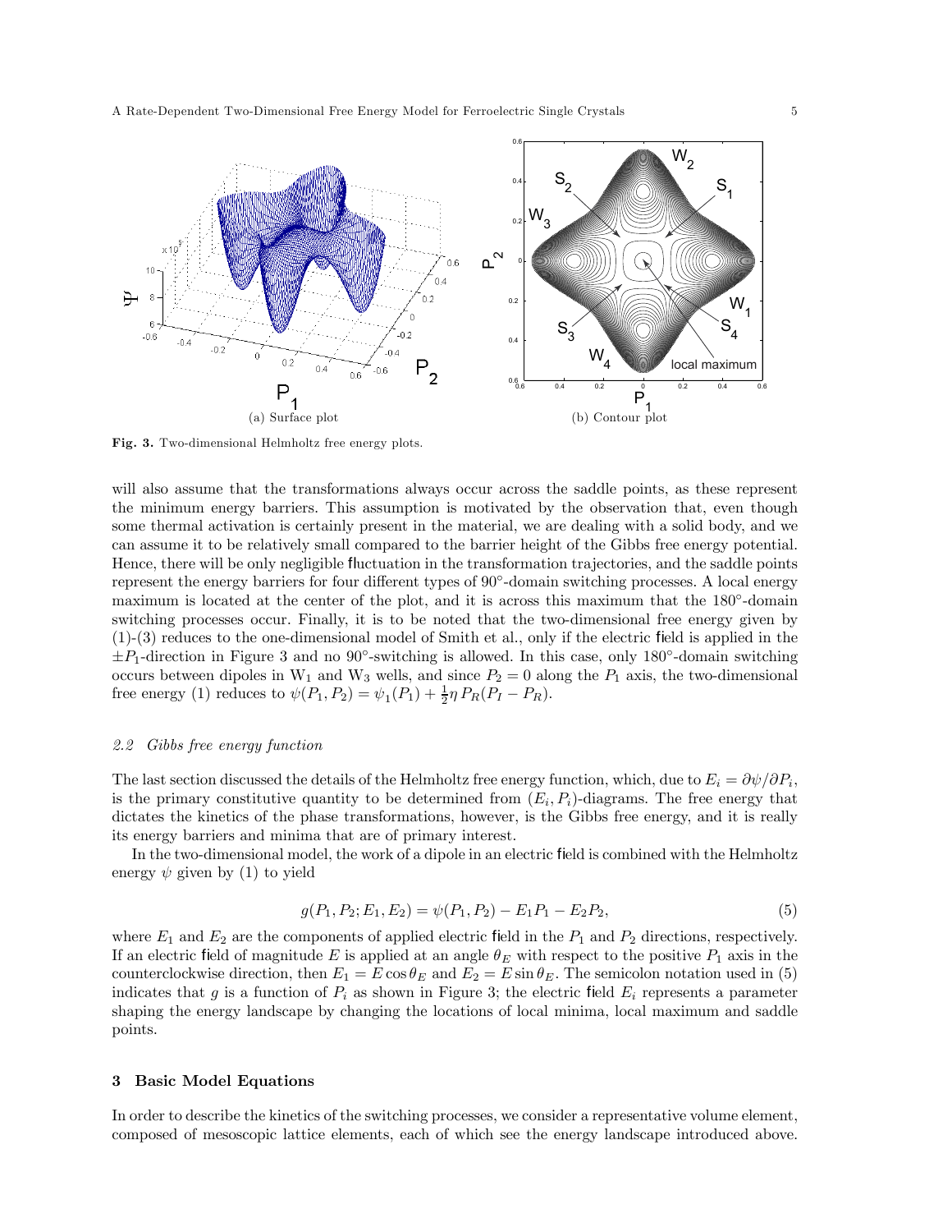(a) Surface plot

(b) Contour plot

**Fig. 3.** Two-dimensional Helmholtz free energy plots.

will also assume that the transformations always occur across the saddle points, as these represent the minimum energy barriers. This assumption is motivated by the observation that, even though some thermal activation is certainly present in the material, we are dealing with a solid body, and we can assume it to be relatively small compared to the barrier height of the Gibbs free energy potential. Hence, there will be only negligible fluctuation in the transformation trajectories, and the saddle points represent the energy barriers for four different types of 90°-domain switching processes. A local energy maximum is located at the center of the plot, and it is across this maximum that the 180°-domain switching processes occur. Finally, it is to be noted that the two-dimensional free energy given by (1)-(3) reduces to the one-dimensional model of Smith et al., only if the electric field is applied in the $\pm P_1$-direction in Figure 3 and no 90°-switching is allowed. In this case, only 180°-domain switching occurs between dipoles in $W_1$ and $W_3$ wells, and since $P_2 = 0$ along the $P_1$ axis, the two-dimensional free energy (1) reduces to $\psi(P_1, P_2) = \psi_1(P_1) + \frac{1}{2}\eta\, P_R(P_I - P_R)$.

### 2.2 Gibbs free energy function

The last section discussed the details of the Helmholtz free energy function, which, due to $E_i = \partial\psi/\partial P_i$, is the primary constitutive quantity to be determined from $(E_i, P_i)$-diagrams. The free energy that dictates the kinetics of the phase transformations, however, is the Gibbs free energy, and it is really its energy barriers and minima that are of primary interest.

In the two-dimensional model, the work of a dipole in an electric field is combined with the Helmholtz energy $\psi$ given by (1) to yield

$$g(P_1, P_2; E_1, E_2) = \psi(P_1, P_2) - E_1 P_1 - E_2 P_2, \tag{5}$$

where $E_1$ and $E_2$ are the components of applied electric field in the $P_1$ and $P_2$ directions, respectively. If an electric field of magnitude $E$ is applied at an angle $\theta_E$ with respect to the positive $P_1$ axis in the counterclockwise direction, then $E_1 = E\cos\theta_E$ and $E_2 = E\sin\theta_E$. The semicolon notation used in (5) indicates that $g$ is a function of $P_i$ as shown in Figure 3; the electric field $E_i$ represents a parameter shaping the energy landscape by changing the locations of local minima, local maximum and saddle points.

## 3 Basic Model Equations

In order to describe the kinetics of the switching processes, we consider a representative volume element, composed of mesoscopic lattice elements, each of which see the energy landscape introduced above.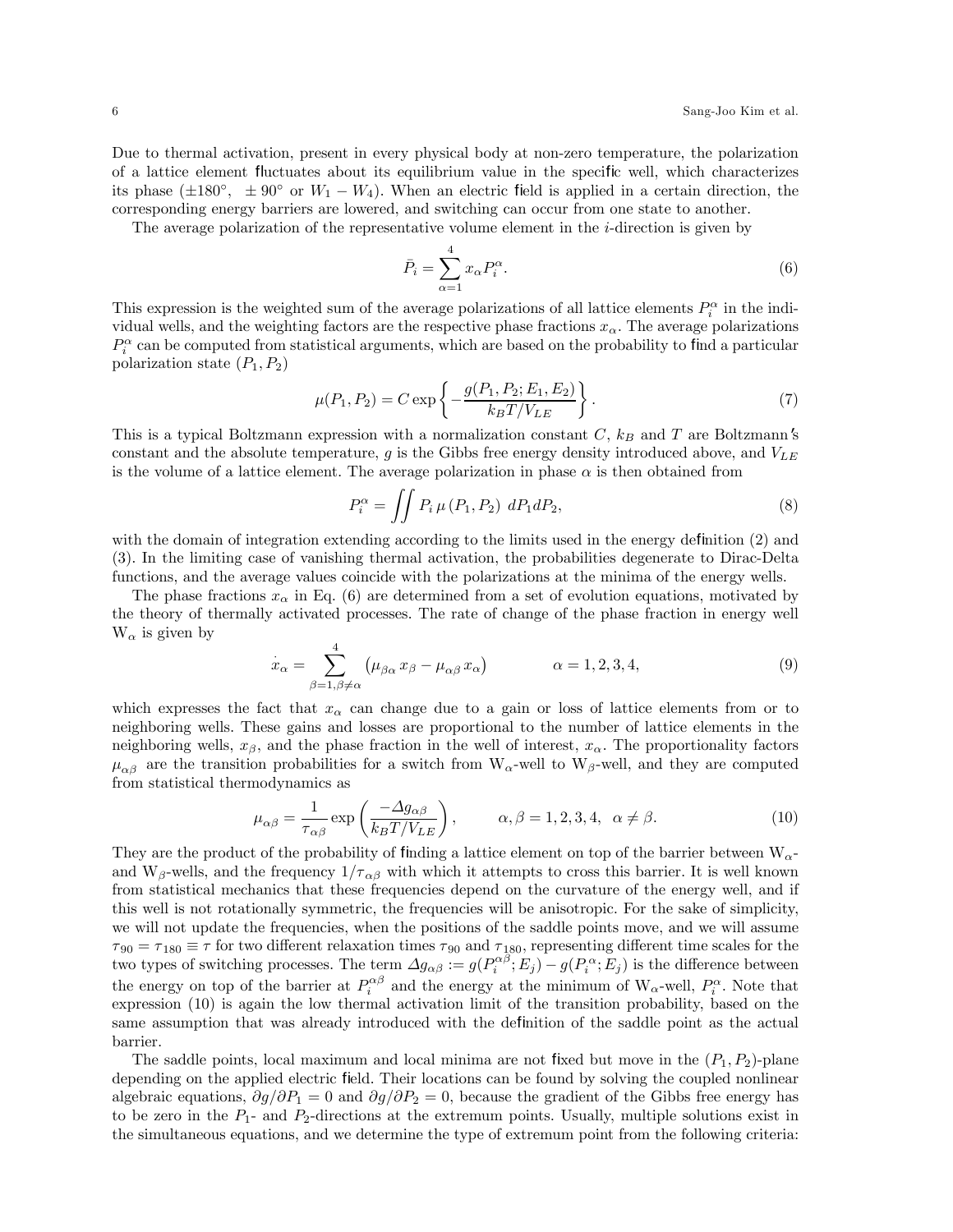Due to thermal activation, present in every physical body at non-zero temperature, the polarization of a lattice element fluctuates about its equilibrium value in the specific well, which characterizes its phase ($\pm 180^\circ$, $\pm 90^\circ$ or $W_1 - W_4$). When an electric field is applied in a certain direction, the corresponding energy barriers are lowered, and switching can occur from one state to another.

The average polarization of the representative volume element in the $i$-direction is given by

$$\bar{P}_i = \sum_{\alpha=1}^{4} x_\alpha P_i^\alpha. \tag{6}$$

This expression is the weighted sum of the average polarizations of all lattice elements $P_i^\alpha$ in the individual wells, and the weighting factors are the respective phase fractions $x_\alpha$. The average polarizations $P_i^\alpha$ can be computed from statistical arguments, which are based on the probability to find a particular polarization state $(P_1, P_2)$

$$\mu(P_1, P_2) = C \exp\left\{ -\frac{g(P_1, P_2; E_1, E_2)}{k_B T / V_{LE}} \right\}. \tag{7}$$

This is a typical Boltzmann expression with a normalization constant $C$, $k_B$ and $T$ are Boltzmann's constant and the absolute temperature, $g$ is the Gibbs free energy density introduced above, and $V_{LE}$ is the volume of a lattice element. The average polarization in phase $\alpha$ is then obtained from

$$P_i^\alpha = \iint P_i \, \mu\left(P_1, P_2\right) \, dP_1 dP_2, \tag{8}$$

with the domain of integration extending according to the limits used in the energy definition (2) and (3). In the limiting case of vanishing thermal activation, the probabilities degenerate to Dirac-Delta functions, and the average values coincide with the polarizations at the minima of the energy wells.

The phase fractions $x_\alpha$ in Eq. (6) are determined from a set of evolution equations, motivated by the theory of thermally activated processes. The rate of change of the phase fraction in energy well $W_\alpha$ is given by

$$\dot{x}_\alpha = \sum_{\beta=1, \beta \neq \alpha}^{4} \left( \mu_{\beta\alpha} \, x_\beta - \mu_{\alpha\beta} \, x_\alpha \right) \qquad \alpha = 1, 2, 3, 4, \tag{9}$$

which expresses the fact that $x_\alpha$ can change due to a gain or loss of lattice elements from or to neighboring wells. These gains and losses are proportional to the number of lattice elements in the neighboring wells, $x_\beta$, and the phase fraction in the well of interest, $x_\alpha$. The proportionality factors $\mu_{\alpha\beta}$ are the transition probabilities for a switch from $W_\alpha$-well to $W_\beta$-well, and they are computed from statistical thermodynamics as

$$\mu_{\alpha\beta} = \frac{1}{\tau_{\alpha\beta}} \exp\left( \frac{-\Delta g_{\alpha\beta}}{k_B T / V_{LE}} \right), \qquad \alpha, \beta = 1, 2, 3, 4, \;\; \alpha \neq \beta. \tag{10}$$

They are the product of the probability of finding a lattice element on top of the barrier between $W_\alpha$- and $W_\beta$-wells, and the frequency $1/\tau_{\alpha\beta}$ with which it attempts to cross this barrier. It is well known from statistical mechanics that these frequencies depend on the curvature of the energy well, and if this well is not rotationally symmetric, the frequencies will be anisotropic. For the sake of simplicity, we will not update the frequencies, when the positions of the saddle points move, and we will assume $\tau_{90} = \tau_{180} \equiv \tau$ for two different relaxation times $\tau_{90}$ and $\tau_{180}$, representing different time scales for the two types of switching processes. The term $\Delta g_{\alpha\beta} := g(P_i^{\alpha\beta}; E_j) - g(P_i^\alpha; E_j)$ is the difference between the energy on top of the barrier at $P_i^{\alpha\beta}$ and the energy at the minimum of $W_\alpha$-well, $P_i^\alpha$. Note that expression (10) is again the low thermal activation limit of the transition probability, based on the same assumption that was already introduced with the definition of the saddle point as the actual barrier.

The saddle points, local maximum and local minima are not fixed but move in the $(P_1, P_2)$-plane depending on the applied electric field. Their locations can be found by solving the coupled nonlinear algebraic equations, $\partial g / \partial P_1 = 0$ and $\partial g / \partial P_2 = 0$, because the gradient of the Gibbs free energy has to be zero in the $P_1$- and $P_2$-directions at the extremum points. Usually, multiple solutions exist in the simultaneous equations, and we determine the type of extremum point from the following criteria: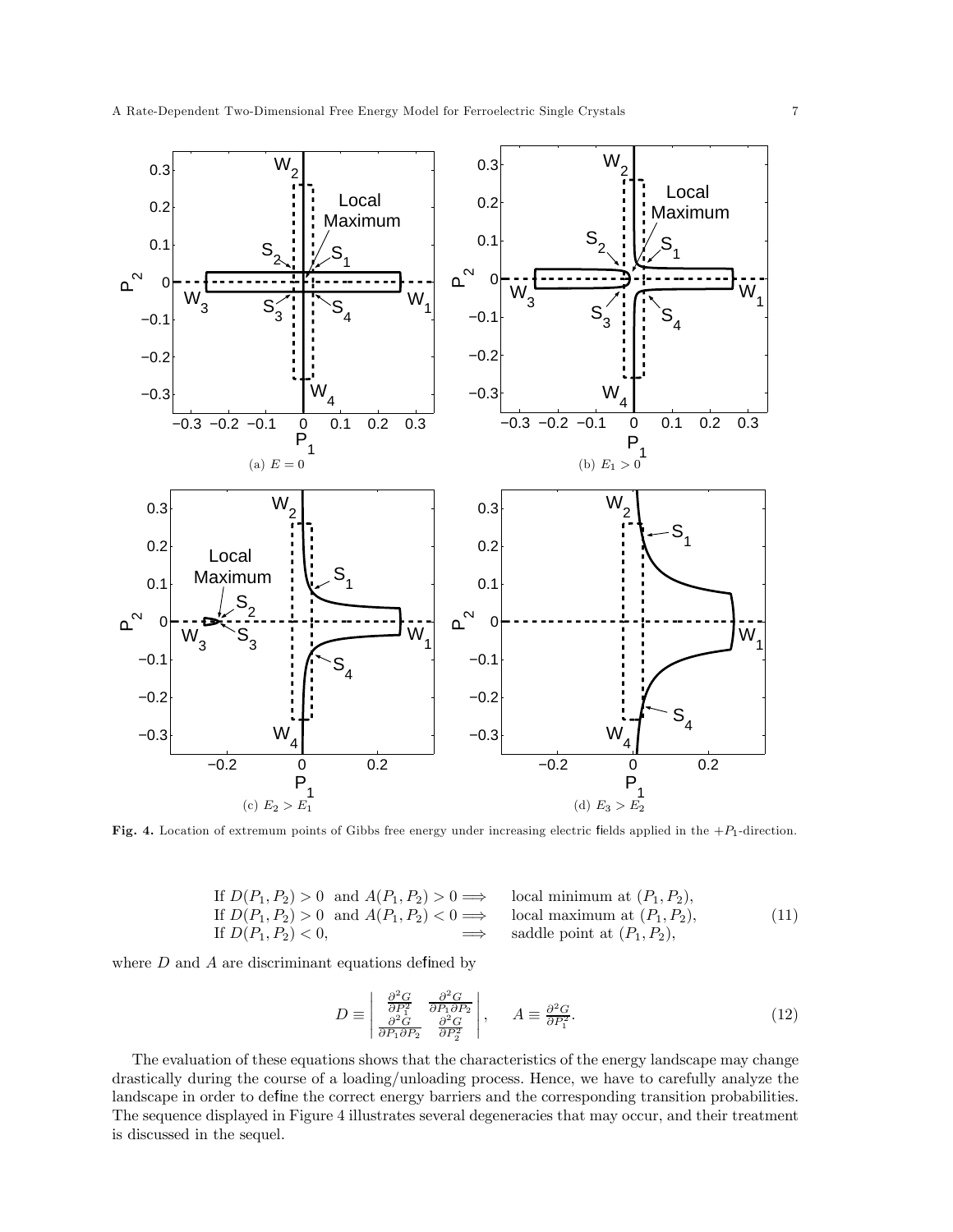(a) $E = 0$

(b) $E_1 > 0$

(c) $E_2 > E_1$

(d) $E_3 > E_2$

**Fig. 4.** Location of extremum points of Gibbs free energy under increasing electric fields applied in the $+P_1$-direction.

$$
\begin{array}{llll}
\text{If } D(P_1,P_2) > 0 & \text{and } A(P_1,P_2) > 0 & \Longrightarrow & \text{local minimum at } (P_1,P_2), \\
\text{If } D(P_1,P_2) > 0 & \text{and } A(P_1,P_2) < 0 & \Longrightarrow & \text{local maximum at } (P_1,P_2), \\
\text{If } D(P_1,P_2) < 0, & & \Longrightarrow & \text{saddle point at } (P_1,P_2),
\end{array}
\tag{11}
$$

where $D$ and $A$ are discriminant equations defined by

$$
D \equiv \begin{vmatrix} \frac{\partial^2 G}{\partial P_1^2} & \frac{\partial^2 G}{\partial P_1 \partial P_2} \\ \frac{\partial^2 G}{\partial P_1 \partial P_2} & \frac{\partial^2 G}{\partial P_2^2} \end{vmatrix}, \qquad A \equiv \frac{\partial^2 G}{\partial P_1^2}.
\tag{12}
$$

The evaluation of these equations shows that the characteristics of the energy landscape may change drastically during the course of a loading/unloading process. Hence, we have to carefully analyze the landscape in order to define the correct energy barriers and the corresponding transition probabilities. The sequence displayed in Figure 4 illustrates several degeneracies that may occur, and their treatment is discussed in the sequel.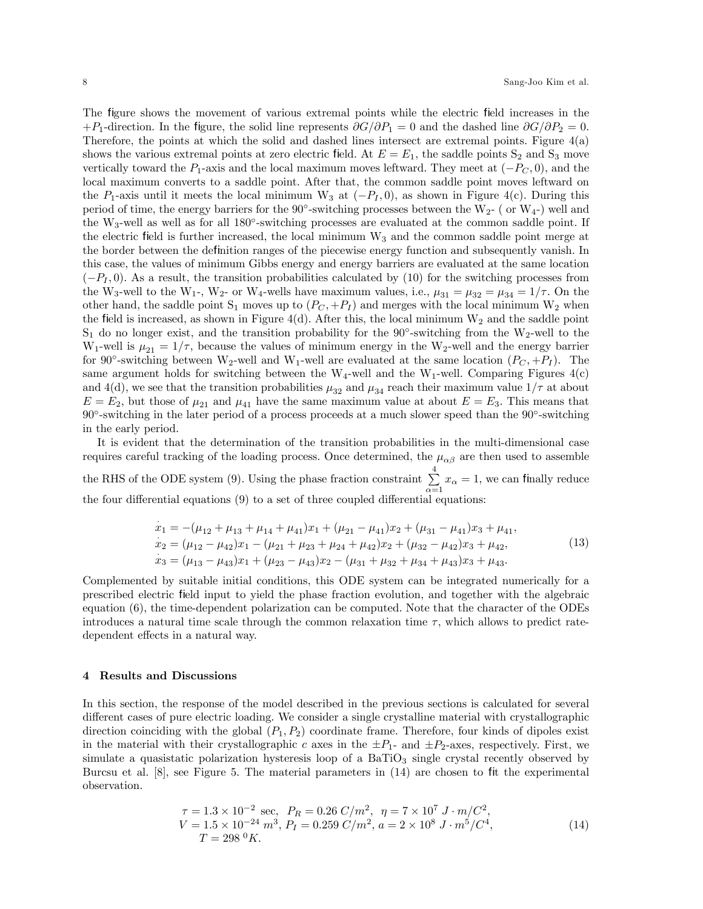The figure shows the movement of various extremal points while the electric field increases in the $+P_1$-direction. In the figure, the solid line represents $\partial G/\partial P_1 = 0$ and the dashed line $\partial G/\partial P_2 = 0$. Therefore, the points at which the solid and dashed lines intersect are extremal points. Figure 4(a) shows the various extremal points at zero electric field. At $E = E_1$, the saddle points $S_2$ and $S_3$ move vertically toward the $P_1$-axis and the local maximum moves leftward. They meet at $(-P_C, 0)$, and the local maximum converts to a saddle point. After that, the common saddle point moves leftward on the $P_1$-axis until it meets the local minimum $W_3$ at $(-P_I, 0)$, as shown in Figure 4(c). During this period of time, the energy barriers for the 90°-switching processes between the $W_2$- ( or $W_4$-) well and the $W_3$-well as well as for all 180°-switching processes are evaluated at the common saddle point. If the electric field is further increased, the local minimum $W_3$ and the common saddle point merge at the border between the definition ranges of the piecewise energy function and subsequently vanish. In this case, the values of minimum Gibbs energy and energy barriers are evaluated at the same location $(-P_I, 0)$. As a result, the transition probabilities calculated by (10) for the switching processes from the $W_3$-well to the $W_1$-, $W_2$- or $W_4$-wells have maximum values, i.e., $\mu_{31} = \mu_{32} = \mu_{34} = 1/\tau$. On the other hand, the saddle point $S_1$ moves up to $(P_C, +P_I)$ and merges with the local minimum $W_2$ when the field is increased, as shown in Figure 4(d). After this, the local minimum $W_2$ and the saddle point $S_1$ do no longer exist, and the transition probability for the 90°-switching from the $W_2$-well to the $W_1$-well is $\mu_{21} = 1/\tau$, because the values of minimum energy in the $W_2$-well and the energy barrier for 90°-switching between $W_2$-well and $W_1$-well are evaluated at the same location $(P_C, +P_I)$. The same argument holds for switching between the $W_4$-well and the $W_1$-well. Comparing Figures 4(c) and 4(d), we see that the transition probabilities $\mu_{32}$ and $\mu_{34}$ reach their maximum value $1/\tau$ at about $E = E_2$, but those of $\mu_{21}$ and $\mu_{41}$ have the same maximum value at about $E = E_3$. This means that 90°-switching in the later period of a process proceeds at a much slower speed than the 90°-switching in the early period.

It is evident that the determination of the transition probabilities in the multi-dimensional case requires careful tracking of the loading process. Once determined, the $\mu_{\alpha\beta}$ are then used to assemble the RHS of the ODE system (9). Using the phase fraction constraint $\sum\limits_{\alpha=1}^{4} x_\alpha = 1$, we can finally reduce the four differential equations (9) to a set of three coupled differential equations:

$$
\begin{aligned}
\dot{x}_1 &= -(\mu_{12} + \mu_{13} + \mu_{14} + \mu_{41})x_1 + (\mu_{21} - \mu_{41})x_2 + (\mu_{31} - \mu_{41})x_3 + \mu_{41}, \\
\dot{x}_2 &= (\mu_{12} - \mu_{42})x_1 - (\mu_{21} + \mu_{23} + \mu_{24} + \mu_{42})x_2 + (\mu_{32} - \mu_{42})x_3 + \mu_{42}, \\
\dot{x}_3 &= (\mu_{13} - \mu_{43})x_1 + (\mu_{23} - \mu_{43})x_2 - (\mu_{31} + \mu_{32} + \mu_{34} + \mu_{43})x_3 + \mu_{43}.
\end{aligned}
\tag{13}
$$

Complemented by suitable initial conditions, this ODE system can be integrated numerically for a prescribed electric field input to yield the phase fraction evolution, and together with the algebraic equation (6), the time-dependent polarization can be computed. Note that the character of the ODEs introduces a natural time scale through the common relaxation time $\tau$, which allows to predict rate-dependent effects in a natural way.

## 4 Results and Discussions

In this section, the response of the model described in the previous sections is calculated for several different cases of pure electric loading. We consider a single crystalline material with crystallographic direction coinciding with the global $(P_1, P_2)$ coordinate frame. Therefore, four kinds of dipoles exist in the material with their crystallographic $c$ axes in the $\pm P_1$- and $\pm P_2$-axes, respectively. First, we simulate a quasistatic polarization hysteresis loop of a $BaTiO_3$ single crystal recently observed by Burcsu et al. [8], see Figure 5. The material parameters in (14) are chosen to fit the experimental observation.

$$
\begin{aligned}
&\tau = 1.3 \times 10^{-2} \text{ sec}, \;\; P_R = 0.26\; C/m^2, \;\; \eta = 7 \times 10^{7}\; J \cdot m/C^2, \\
&V = 1.5 \times 10^{-24}\; m^3, \; P_I = 0.259\; C/m^2, \; a = 2 \times 10^{8}\; J \cdot m^5/C^4, \\
&T = 298\; {}^0K.
\end{aligned}
\tag{14}
$$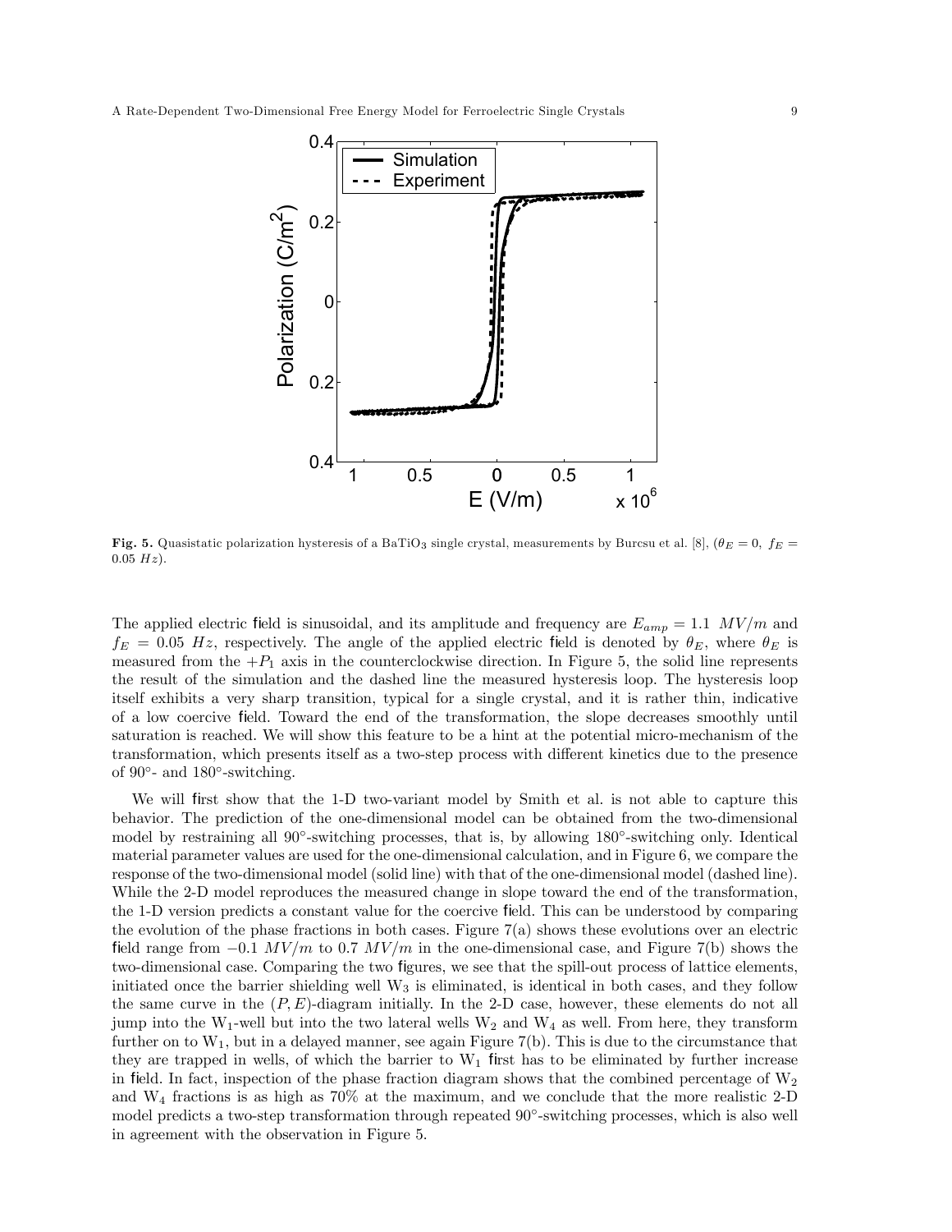**Fig. 5.** Quasistatic polarization hysteresis of a $BaTiO_3$ single crystal, measurements by Burcsu et al. [8], ($\theta_E = 0$, $f_E = 0.05\ Hz$).

The applied electric field is sinusoidal, and its amplitude and frequency are $E_{amp} = 1.1\ MV/m$ and $f_E = 0.05\ Hz$, respectively. The angle of the applied electric field is denoted by $\theta_E$, where $\theta_E$ is measured from the $+P_1$ axis in the counterclockwise direction. In Figure 5, the solid line represents the result of the simulation and the dashed line the measured hysteresis loop. The hysteresis loop itself exhibits a very sharp transition, typical for a single crystal, and it is rather thin, indicative of a low coercive field. Toward the end of the transformation, the slope decreases smoothly until saturation is reached. We will show this feature to be a hint at the potential micro-mechanism of the transformation, which presents itself as a two-step process with different kinetics due to the presence of 90°- and 180°-switching.

We will first show that the 1-D two-variant model by Smith et al. is not able to capture this behavior. The prediction of the one-dimensional model can be obtained from the two-dimensional model by restraining all 90°-switching processes, that is, by allowing 180°-switching only. Identical material parameter values are used for the one-dimensional calculation, and in Figure 6, we compare the response of the two-dimensional model (solid line) with that of the one-dimensional model (dashed line). While the 2-D model reproduces the measured change in slope toward the end of the transformation, the 1-D version predicts a constant value for the coercive field. This can be understood by comparing the evolution of the phase fractions in both cases. Figure 7(a) shows these evolutions over an electric field range from $-0.1\ MV/m$ to $0.7\ MV/m$ in the one-dimensional case, and Figure 7(b) shows the two-dimensional case. Comparing the two figures, we see that the spill-out process of lattice elements, initiated once the barrier shielding well $W_3$ is eliminated, is identical in both cases, and they follow the same curve in the $(P, E)$-diagram initially. In the 2-D case, however, these elements do not all jump into the $W_1$-well but into the two lateral wells $W_2$ and $W_4$ as well. From here, they transform further on to $W_1$, but in a delayed manner, see again Figure 7(b). This is due to the circumstance that they are trapped in wells, of which the barrier to $W_1$ first has to be eliminated by further increase in field. In fact, inspection of the phase fraction diagram shows that the combined percentage of $W_2$ and $W_4$ fractions is as high as 70% at the maximum, and we conclude that the more realistic 2-D model predicts a two-step transformation through repeated 90°-switching processes, which is also well in agreement with the observation in Figure 5.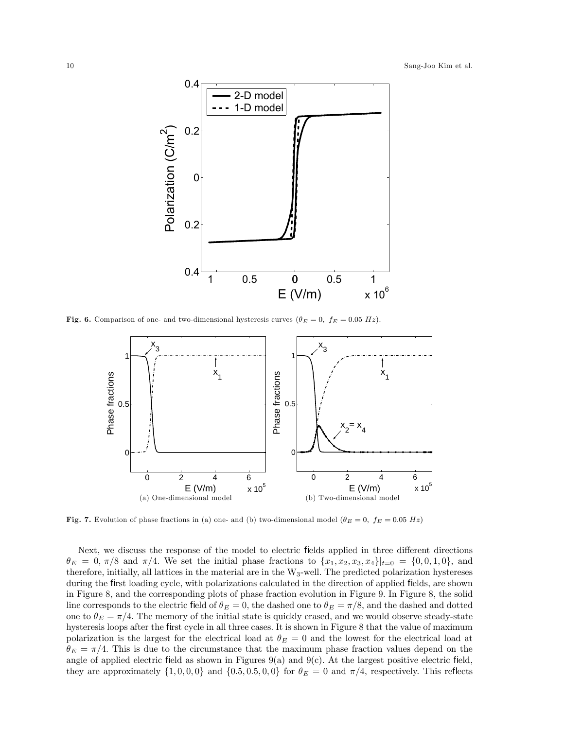**Fig. 6.** Comparison of one- and two-dimensional hysteresis curves ($\theta_E = 0,\ f_E = 0.05\ Hz$).

(a) One-dimensional model

(b) Two-dimensional model

**Fig. 7.** Evolution of phase fractions in (a) one- and (b) two-dimensional model ($\theta_E = 0,\ f_E = 0.05\ Hz$)

Next, we discuss the response of the model to electric fields applied in three different directions $\theta_E = 0$, $\pi/8$ and $\pi/4$. We set the initial phase fractions to $\{x_1, x_2, x_3, x_4\}|_{t=0} = \{0, 0, 1, 0\}$, and therefore, initially, all lattices in the material are in the $W_3$-well. The predicted polarization hystereses during the first loading cycle, with polarizations calculated in the direction of applied fields, are shown in Figure 8, and the corresponding plots of phase fraction evolution in Figure 9. In Figure 8, the solid line corresponds to the electric field of $\theta_E = 0$, the dashed one to $\theta_E = \pi/8$, and the dashed and dotted one to $\theta_E = \pi/4$. The memory of the initial state is quickly erased, and we would observe steady-state hysteresis loops after the first cycle in all three cases. It is shown in Figure 8 that the value of maximum polarization is the largest for the electrical load at $\theta_E = 0$ and the lowest for the electrical load at $\theta_E = \pi/4$. This is due to the circumstance that the maximum phase fraction values depend on the angle of applied electric field as shown in Figures 9(a) and 9(c). At the largest positive electric field, they are approximately $\{1, 0, 0, 0\}$ and $\{0.5, 0.5, 0, 0\}$ for $\theta_E = 0$ and $\pi/4$, respectively. This reflects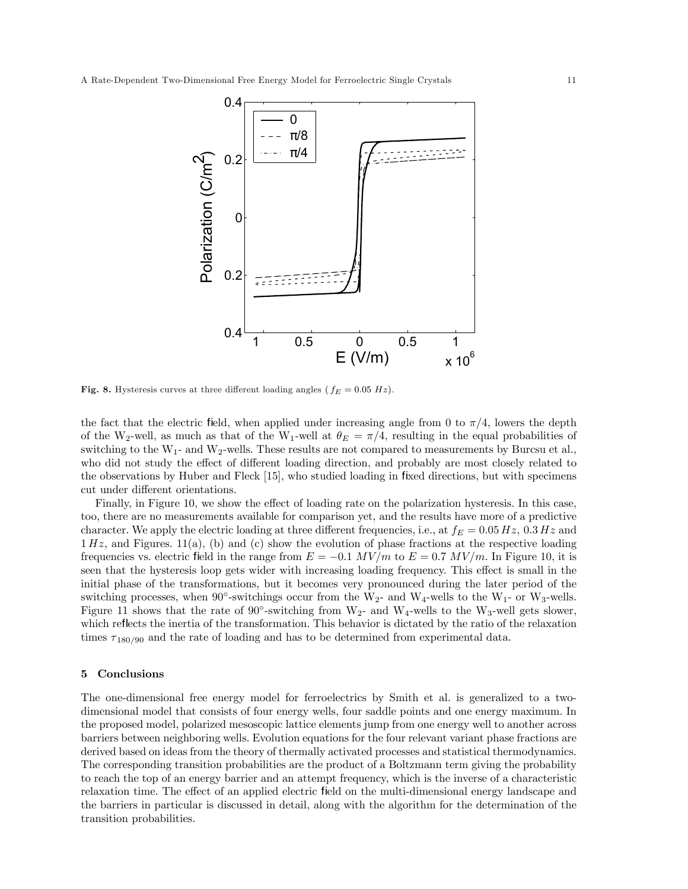**Fig. 8.** Hysteresis curves at three different loading angles ( $f_E = 0.05\ Hz$).

the fact that the electric field, when applied under increasing angle from 0 to $\pi/4$, lowers the depth of the $W_2$-well, as much as that of the $W_1$-well at $\theta_E = \pi/4$, resulting in the equal probabilities of switching to the $W_1$- and $W_2$-wells. These results are not compared to measurements by Burcsu et al., who did not study the effect of different loading direction, and probably are most closely related to the observations by Huber and Fleck [15], who studied loading in fixed directions, but with specimens cut under different orientations.

Finally, in Figure 10, we show the effect of loading rate on the polarization hysteresis. In this case, too, there are no measurements available for comparison yet, and the results have more of a predictive character. We apply the electric loading at three different frequencies, i.e., at $f_E = 0.05\,Hz$, $0.3\,Hz$ and $1\,Hz$, and Figures. 11(a), (b) and (c) show the evolution of phase fractions at the respective loading frequencies vs. electric field in the range from $E = -0.1\ MV/m$ to $E = 0.7\ MV/m$. In Figure 10, it is seen that the hysteresis loop gets wider with increasing loading frequency. This effect is small in the initial phase of the transformations, but it becomes very pronounced during the later period of the switching processes, when 90°-switchings occur from the $W_2$- and $W_4$-wells to the $W_1$- or $W_3$-wells. Figure 11 shows that the rate of 90°-switching from $W_2$- and $W_4$-wells to the $W_3$-well gets slower, which reflects the inertia of the transformation. This behavior is dictated by the ratio of the relaxation times $\tau_{180/90}$ and the rate of loading and has to be determined from experimental data.

## 5 Conclusions

The one-dimensional free energy model for ferroelectrics by Smith et al. is generalized to a two-dimensional model that consists of four energy wells, four saddle points and one energy maximum. In the proposed model, polarized mesoscopic lattice elements jump from one energy well to another across barriers between neighboring wells. Evolution equations for the four relevant variant phase fractions are derived based on ideas from the theory of thermally activated processes and statistical thermodynamics. The corresponding transition probabilities are the product of a Boltzmann term giving the probability to reach the top of an energy barrier and an attempt frequency, which is the inverse of a characteristic relaxation time. The effect of an applied electric field on the multi-dimensional energy landscape and the barriers in particular is discussed in detail, along with the algorithm for the determination of the transition probabilities.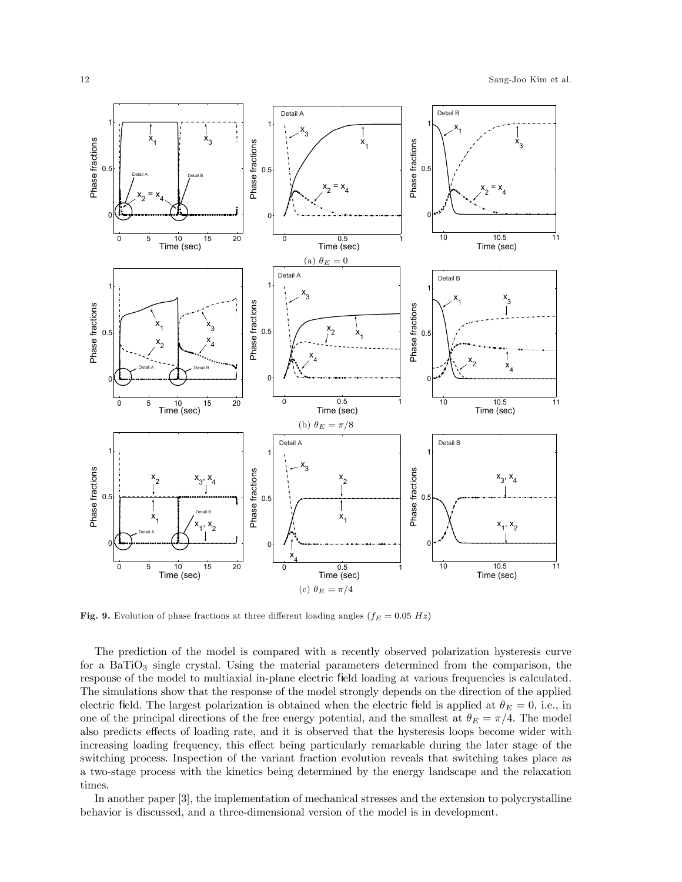**Fig. 9.** Evolution of phase fractions at three different loading angles ($f_E = 0.05\ Hz$)

(a) $\theta_E = 0$

(b) $\theta_E = \pi/8$

(c) $\theta_E = \pi/4$

The prediction of the model is compared with a recently observed polarization hysteresis curve for a $BaTiO_3$ single crystal. Using the material parameters determined from the comparison, the response of the model to multiaxial in-plane electric field loading at various frequencies is calculated. The simulations show that the response of the model strongly depends on the direction of the applied electric field. The largest polarization is obtained when the electric field is applied at $\theta_E = 0$, i.e., in one of the principal directions of the free energy potential, and the smallest at $\theta_E = \pi/4$. The model also predicts effects of loading rate, and it is observed that the hysteresis loops become wider with increasing loading frequency, this effect being particularly remarkable during the later stage of the switching process. Inspection of the variant fraction evolution reveals that switching takes place as a two-stage process with the kinetics being determined by the energy landscape and the relaxation times.

In another paper [3], the implementation of mechanical stresses and the extension to polycrystalline behavior is discussed, and a three-dimensional version of the model is in development.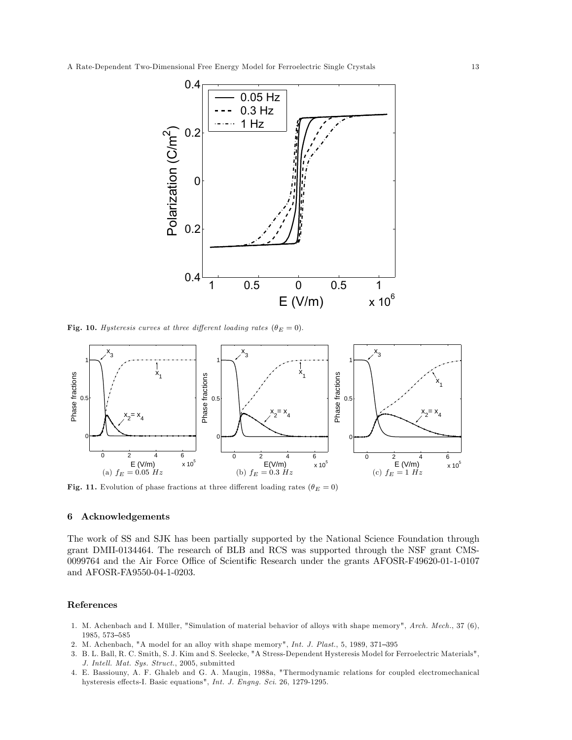**Fig. 10.** *Hysteresis curves at three different loading rates ($\theta_E = 0$).*

**Fig. 11.** Evolution of phase fractions at three different loading rates ($\theta_E = 0$)

(a) $f_E = 0.05\ Hz$ (b) $f_E = 0.3\ Hz$ (c) $f_E = 1\ Hz$

## 6 Acknowledgements

The work of SS and SJK has been partially supported by the National Science Foundation through grant DMII-0134464. The research of BLB and RCS was supported through the NSF grant CMS-0099764 and the Air Force Office of Scientific Research under the grants AFOSR-F49620-01-1-0107 and AFOSR-FA9550-04-1-0203.

## References

1. M. Achenbach and I. Müller, "Simulation of material behavior of alloys with shape memory", *Arch. Mech.*, 37 (6), 1985, 573–585
2. M. Achenbach, "A model for an alloy with shape memory", *Int. J. Plast.*, 5, 1989, 371–395
3. B. L. Ball, R. C. Smith, S. J. Kim and S. Seelecke, "A Stress-Dependent Hysteresis Model for Ferroelectric Materials", *J. Intell. Mat. Sys. Struct.*, 2005, submitted
4. E. Bassiouny, A. F. Ghaleb and G. A. Maugin, 1988a, "Thermodynamic relations for coupled electromechanical hysteresis effects-I. Basic equations", *Int. J. Engng. Sci.* 26, 1279-1295.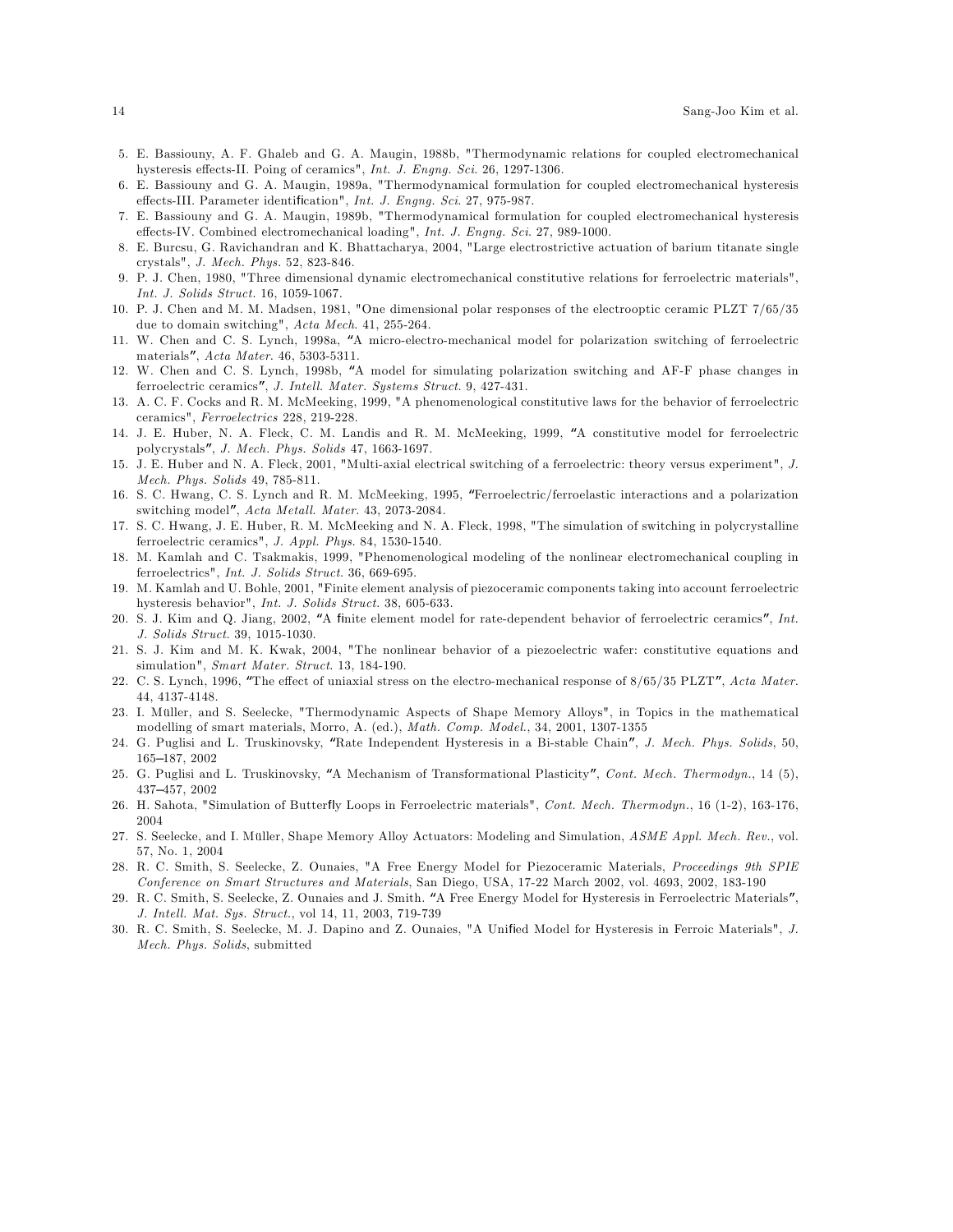5. E. Bassiouny, A. F. Ghaleb and G. A. Maugin, 1988b, "Thermodynamic relations for coupled electromechanical hysteresis effects-II. Poing of ceramics", *Int. J. Engng. Sci.* 26, 1297-1306.
6. E. Bassiouny and G. A. Maugin, 1989a, "Thermodynamical formulation for coupled electromechanical hysteresis effects-III. Parameter identification", *Int. J. Engng. Sci.* 27, 975-987.
7. E. Bassiouny and G. A. Maugin, 1989b, "Thermodynamical formulation for coupled electromechanical hysteresis effects-IV. Combined electromechanical loading", *Int. J. Engng. Sci.* 27, 989-1000.
8. E. Burcsu, G. Ravichandran and K. Bhattacharya, 2004, "Large electrostrictive actuation of barium titanate single crystals", *J. Mech. Phys.* 52, 823-846.
9. P. J. Chen, 1980, "Three dimensional dynamic electromechanical constitutive relations for ferroelectric materials", *Int. J. Solids Struct.* 16, 1059-1067.
10. P. J. Chen and M. M. Madsen, 1981, "One dimensional polar responses of the electrooptic ceramic PLZT 7/65/35 due to domain switching", *Acta Mech.* 41, 255-264.
11. W. Chen and C. S. Lynch, 1998a, "A micro-electro-mechanical model for polarization switching of ferroelectric materials", *Acta Mater.* 46, 5303-5311.
12. W. Chen and C. S. Lynch, 1998b, "A model for simulating polarization switching and AF-F phase changes in ferroelectric ceramics", *J. Intell. Mater. Systems Struct.* 9, 427-431.
13. A. C. F. Cocks and R. M. McMeeking, 1999, "A phenomenological constitutive laws for the behavior of ferroelectric ceramics", *Ferroelectrics* 228, 219-228.
14. J. E. Huber, N. A. Fleck, C. M. Landis and R. M. McMeeking, 1999, "A constitutive model for ferroelectric polycrystals", *J. Mech. Phys. Solids* 47, 1663-1697.
15. J. E. Huber and N. A. Fleck, 2001, "Multi-axial electrical switching of a ferroelectric: theory versus experiment", *J. Mech. Phys. Solids* 49, 785-811.
16. S. C. Hwang, C. S. Lynch and R. M. McMeeking, 1995, "Ferroelectric/ferroelastic interactions and a polarization switching model", *Acta Metall. Mater.* 43, 2073-2084.
17. S. C. Hwang, J. E. Huber, R. M. McMeeking and N. A. Fleck, 1998, "The simulation of switching in polycrystalline ferroelectric ceramics", *J. Appl. Phys.* 84, 1530-1540.
18. M. Kamlah and C. Tsakmakis, 1999, "Phenomenological modeling of the nonlinear electromechanical coupling in ferroelectrics", *Int. J. Solids Struct.* 36, 669-695.
19. M. Kamlah and U. Bohle, 2001, "Finite element analysis of piezoceramic components taking into account ferroelectric hysteresis behavior", *Int. J. Solids Struct.* 38, 605-633.
20. S. J. Kim and Q. Jiang, 2002, "A finite element model for rate-dependent behavior of ferroelectric ceramics", *Int. J. Solids Struct.* 39, 1015-1030.
21. S. J. Kim and M. K. Kwak, 2004, "The nonlinear behavior of a piezoelectric wafer: constitutive equations and simulation", *Smart Mater. Struct.* 13, 184-190.
22. C. S. Lynch, 1996, "The effect of uniaxial stress on the electro-mechanical response of 8/65/35 PLZT", *Acta Mater.* 44, 4137-4148.
23. I. Müller, and S. Seelecke, "Thermodynamic Aspects of Shape Memory Alloys", in Topics in the mathematical modelling of smart materials, Morro, A. (ed.), *Math. Comp. Model.*, 34, 2001, 1307-1355
24. G. Puglisi and L. Truskinovsky, "Rate Independent Hysteresis in a Bi-stable Chain", *J. Mech. Phys. Solids*, 50, 165–187, 2002
25. G. Puglisi and L. Truskinovsky, "A Mechanism of Transformational Plasticity", *Cont. Mech. Thermodyn.*, 14 (5), 437–457, 2002
26. H. Sahota, "Simulation of Butterfly Loops in Ferroelectric materials", *Cont. Mech. Thermodyn.*, 16 (1-2), 163-176, 2004
27. S. Seelecke, and I. Müller, Shape Memory Alloy Actuators: Modeling and Simulation, *ASME Appl. Mech. Rev.*, vol. 57, No. 1, 2004
28. R. C. Smith, S. Seelecke, Z. Ounaies, "A Free Energy Model for Piezoceramic Materials, *Proceedings 9th SPIE Conference on Smart Structures and Materials*, San Diego, USA, 17-22 March 2002, vol. 4693, 2002, 183-190
29. R. C. Smith, S. Seelecke, Z. Ounaies and J. Smith. "A Free Energy Model for Hysteresis in Ferroelectric Materials", *J. Intell. Mat. Sys. Struct.*, vol 14, 11, 2003, 719-739
30. R. C. Smith, S. Seelecke, M. J. Dapino and Z. Ounaies, "A Unified Model for Hysteresis in Ferroic Materials", *J. Mech. Phys. Solids*, submitted